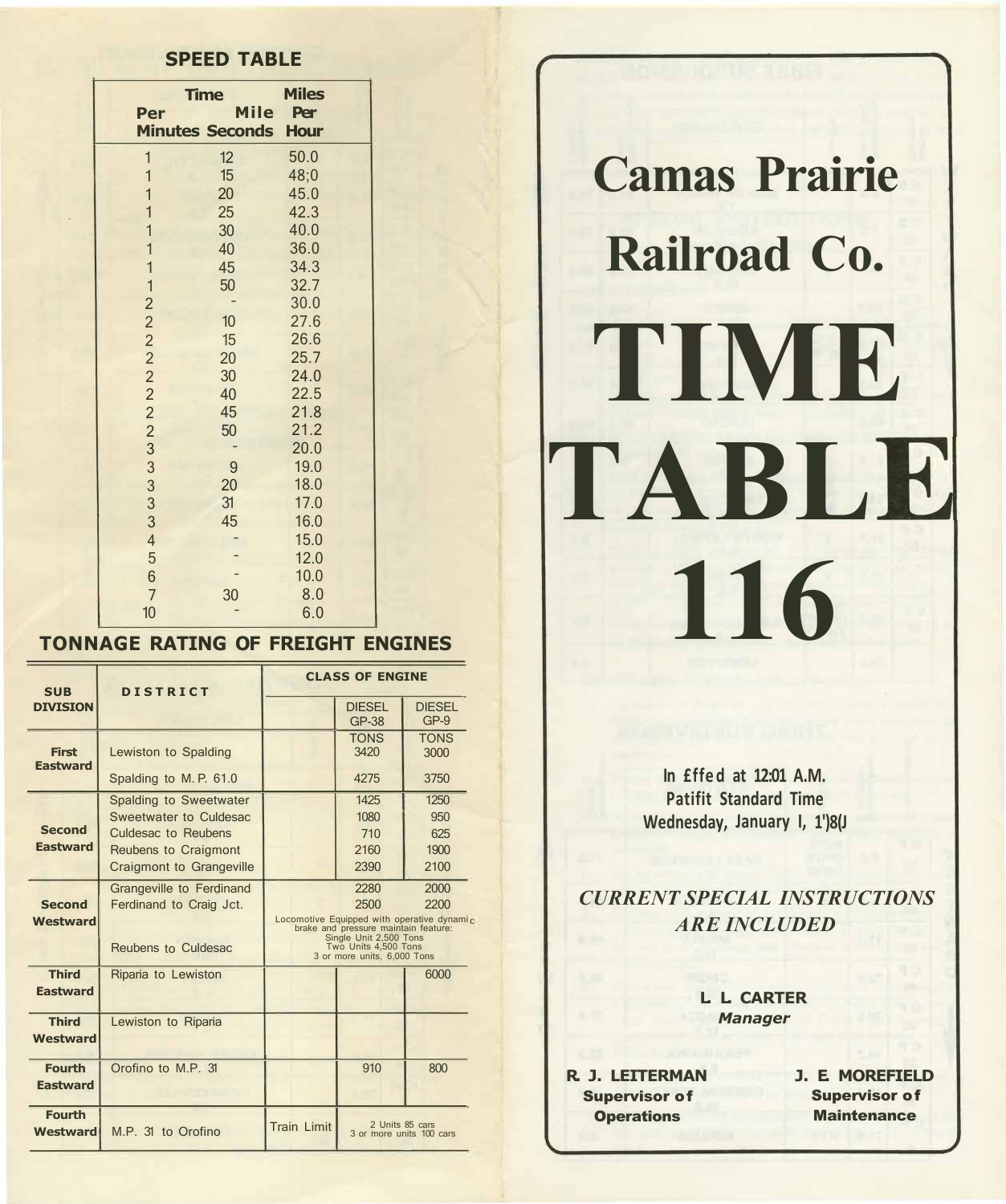## SPEED TABLE

| Time Per Mile Minutes | Time Per Mile Seconds | Miles Per Hour |
|---|---|---|
| 1 | 12 | 50.0 |
| 1 | 15 | 48;0 |
| 1 | 20 | 45.0 |
| 1 | 25 | 42.3 |
| 1 | 30 | 40.0 |
| 1 | 40 | 36.0 |
| 1 | 45 | 34.3 |
| 1 | 50 | 32.7 |
| 2 | - | 30.0 |
| 2 | 10 | 27.6 |
| 2 | 15 | 26.6 |
| 2 | 20 | 25.7 |
| 2 | 30 | 24.0 |
| 2 | 40 | 22.5 |
| 2 | 45 | 21.8 |
| 2 | 50 | 21.2 |
| 3 | - | 20.0 |
| 3 | 9 | 19.0 |
| 3 | 20 | 18.0 |
| 3 | 31 | 17.0 |
| 3 | 45 | 16.0 |
| 4 | - | 15.0 |
| 5 | - | 12.0 |
| 6 | - | 10.0 |
| 7 | 30 | 8.0 |
| 10 | - | 6.0 |

## TONNAGE RATING OF FREIGHT ENGINES

| SUB DIVISION | DISTRICT | CLASS OF ENGINE | | |
|---|---|---|---|---|
| | | | DIESEL GP-38 | DIESEL GP-9 |
| | | | TONS | TONS |
| First Eastward | Lewiston to Spalding | | 3420 | 3000 |
| | Spalding to M. P. 61.0 | | 4275 | 3750 |
| Second Eastward | Spalding to Sweetwater | | 1425 | 1250 |
| | Sweetwater to Culdesac | | 1080 | 950 |
| | Culdesac to Reubens | | 710 | 625 |
| | Reubens to Craigmont | | 2160 | 1900 |
| | Craigmont to Grangeville | | 2390 | 2100 |
| Second Westward | Grangeville to Ferdinand | | 2280 | 2000 |
| | Ferdinand to Craig Jct. | | 2500 | 2200 |
| | Reubens to Culdesac | Locomotive Equipped with operative dynamic brake and pressure maintain feature: Single Unit 2,500 Tons Two Units 4,500 Tons 3 or more units, 6,000 Tons | | |
| Third Eastward | Riparia to Lewiston | | | 6000 |
| Third Westward | Lewiston to Riparia | | | |
| Fourth Eastward | Orofino to M.P. 31 | | 910 | 800 |
| Fourth Westward | M.P. 31 to Orofino | Train Limit | 2 Units 85 cars 3 or more units 100 cars | |

# Camas Prairie Railroad Co.

# TIME TABLE 116

**In £ffed at 12:01 A.M.**
**Patifit Standard Time**
**Wednesday, January I, 1')8(J**

***CURRENT SPECIAL INSTRUCTIONS ARE INCLUDED***

**L L CARTER**
*Manager*

**R. J. LEITERMAN**
**Supervisor of Operations**

**J. E. MOREFIELD**
**Supervisor of Maintenance**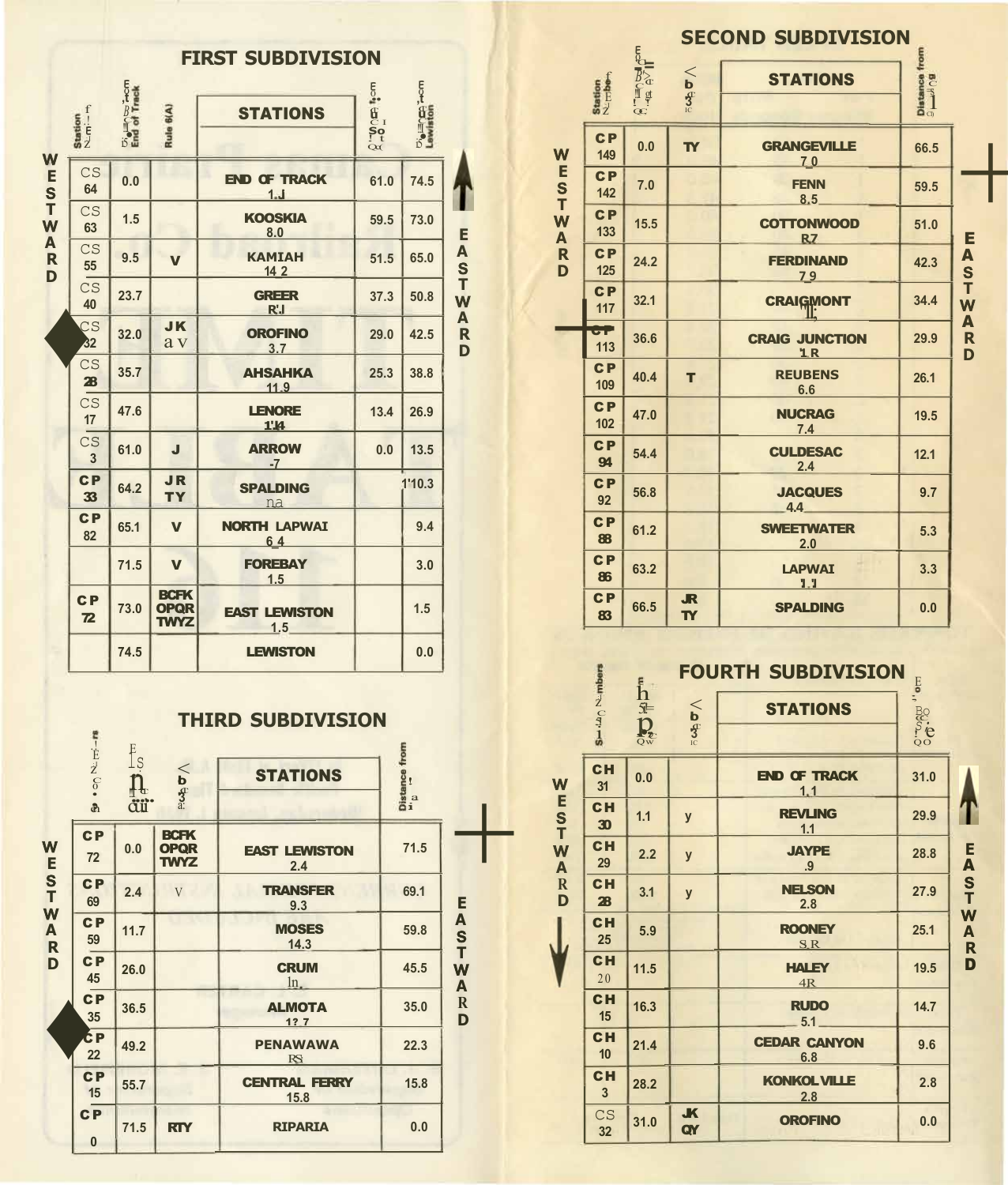## FIRST SUBDIVISION

WESTWARD ↓ / EASTWARD ↑

| Station Numbers | Distance from End of Track | Rule 6(A) | STATIONS | Distance from Spalding | Distance from Lewiston |
|---|---|---|---|---|---|
| CS 64 | 0.0 | | END OF TRACK<br>1.J | 61.0 | 74.5 |
| CS 63 | 1.5 | | KOOSKIA<br>8.0 | 59.5 | 73.0 |
| CS 55 | 9.5 | V | KAMIAH<br>14 2 | 51.5 | 65.0 |
| CS 40 | 23.7 | | GREER<br>R'.I | 37.3 | 50.8 |
| CS 32 | 32.0 | JK<br>a V | OROFINO<br>3.7 | 29.0 | 42.5 |
| CS 28 | 35.7 | | AHSAHKA<br>11.9 | 25.3 | 38.8 |
| CS 17 | 47.6 | | LENORE<br>1'.l4 | 13.4 | 26.9 |
| CS 3 | 61.0 | J | ARROW<br>-7 | 0.0 | 13.5 |
| CP 33 | 64.2 | JR<br>TY | SPALDING<br>na | | 1'10.3 |
| CP 82 | 65.1 | V | NORTH LAPWAI<br>6_4 | | 9.4 |
| | 71.5 | V | FOREBAY<br>1.5 | | 3.0 |
| CP 72 | 73.0 | BCFK<br>OPQR<br>TWYZ | EAST LEWISTON<br>1.5 | | 1.5 |
| | 74.5 | | LEWISTON | | 0.0 |

## SECOND SUBDIVISION

WESTWARD / EASTWARD

| Station Numbers | Distance from Grangeville | Rule 6(A) | STATIONS | Distance from Spalding |
|---|---|---|---|---|
| CP 149 | 0.0 | TY | GRANGEVILLE<br>7.0 | 66.5 |
| CP 142 | 7.0 | | FENN<br>8.5 | 59.5 |
| CP 133 | 15.5 | | COTTONWOOD<br>R7 | 51.0 |
| CP 125 | 24.2 | | FERDINAND<br>7.9 | 42.3 |
| CP 117 | 32.1 | | CRAIGMONT<br>'ll; | 34.4 |
| CP 113 | 36.6 | | CRAIG JUNCTION<br>'1R | 29.9 |
| CP 109 | 40.4 | T | REUBENS<br>6.6 | 26.1 |
| CP 102 | 47.0 | | NUCRAG<br>7.4 | 19.5 |
| CP 94 | 54.4 | | CULDESAC<br>2.4 | 12.1 |
| CP 92 | 56.8 | | JACQUES<br>4.4 | 9.7 |
| CP 88 | 61.2 | | SWEETWATER<br>2.0 | 5.3 |
| CP 86 | 63.2 | | LAPWAI<br>1.'l | 3.3 |
| CP 83 | 66.5 | JR<br>TY | SPALDING | 0.0 |

## THIRD SUBDIVISION

WESTWARD / EASTWARD

| Station Numbers | Distance from East Lewiston | Rule 6(A) | STATIONS | Distance from Riparia |
|---|---|---|---|---|
| CP 72 | 0.0 | BCFK<br>OPQR<br>TWYZ | EAST LEWISTON<br>2.4 | 71.5 |
| CP 69 | 2.4 | V | TRANSFER<br>9.3 | 69.1 |
| CP 59 | 11.7 | | MOSES<br>14.3 | 59.8 |
| CP 45 | 26.0 | | CRUM<br>ln | 45.5 |
| CP 35 | 36.5 | | ALMOTA<br>1?.7 | 35.0 |
| CP 22 | 49.2 | | PENAWAWA<br>RS | 22.3 |
| CP 15 | 55.7 | | CENTRAL FERRY<br>15.8 | 15.8 |
| CP 0 | 71.5 | RTY | RIPARIA | 0.0 |

## FOURTH SUBDIVISION

WESTWARD ↓ / EASTWARD ↑

| Station Numbers | Distance from End of Track | Rule 6(A) | STATIONS | Distance from Orofino |
|---|---|---|---|---|
| CH 31 | 0.0 | | END OF TRACK<br>1.1 | 31.0 |
| CH 30 | 1.1 | y | REVLING<br>1.1 | 29.9 |
| CH 29 | 2.2 | y | JAYPE<br>.9 | 28.8 |
| CH 28 | 3.1 | y | NELSON<br>2.8 | 27.9 |
| CH 25 | 5.9 | | ROONEY<br>S.R | 25.1 |
| CH 20 | 11.5 | | HALEY<br>4R | 19.5 |
| CH 15 | 16.3 | | RUDO<br>5.1 | 14.7 |
| CH 10 | 21.4 | | CEDAR CANYON<br>6.8 | 9.6 |
| CH 3 | 28.2 | | KONKOLVILLE<br>2.8 | 2.8 |
| CS 32 | 31.0 | JK<br>QY | OROFINO | 0.0 |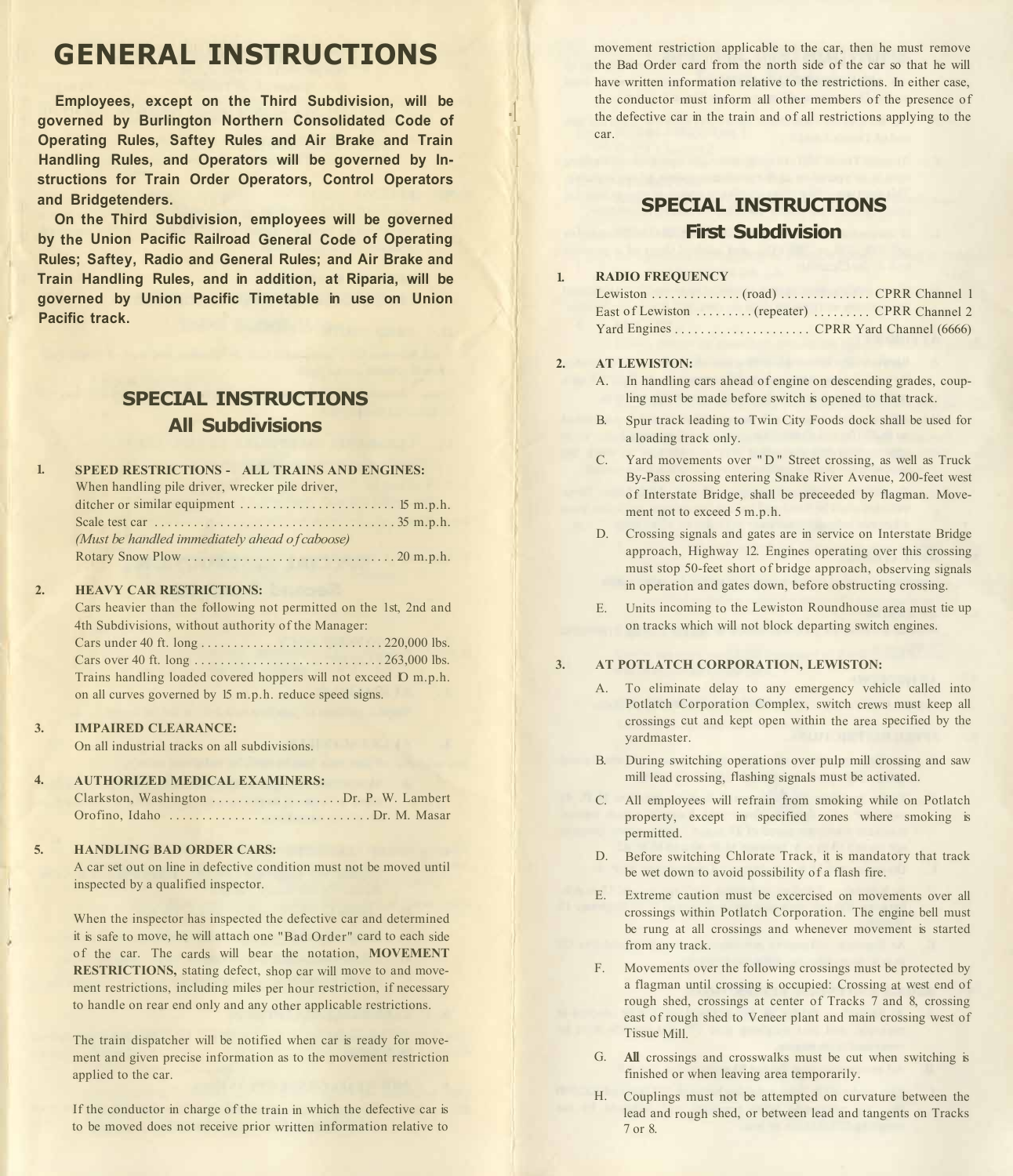# GENERAL INSTRUCTIONS

**Employees, except on the Third Subdivision, will be governed by Burlington Northern Consolidated Code of Operating Rules, Saftey Rules and Air Brake and Train Handling Rules, and Operators will be governed by Instructions for Train Order Operators, Control Operators and Bridgetenders.**

**On the Third Subdivision, employees will be governed by the Union Pacific Railroad General Code of Operating Rules; Saftey, Radio and General Rules; and Air Brake and Train Handling Rules, and in addition, at Riparia, will be governed by Union Pacific Timetable in use on Union Pacific track.**

## SPECIAL INSTRUCTIONS
## All Subdivisions

1. **SPEED RESTRICTIONS - ALL TRAINS AND ENGINES:**
   When handling pile driver, wrecker pile driver, ditcher or similar equipment ........................ 15 m.p.h.
   Scale test car ..................................... 35 m.p.h.
   *(Must be handled immediately ahead of caboose)*
   Rotary Snow Plow ................................ 20 m.p.h.

2. **HEAVY CAR RESTRICTIONS:**
   Cars heavier than the following not permitted on the 1st, 2nd and 4th Subdivisions, without authority of the Manager:
   Cars under 40 ft. long ............................ 220,000 lbs.
   Cars over 40 ft. long ............................. 263,000 lbs.
   Trains handling loaded covered hoppers will not exceed 10 m.p.h. on all curves governed by 15 m.p.h. reduce speed signs.

3. **IMPAIRED CLEARANCE:**
   On all industrial tracks on all subdivisions.

4. **AUTHORIZED MEDICAL EXAMINERS:**
   Clarkston, Washington .................... Dr. P. W. Lambert
   Orofino, Idaho ............................... Dr. M. Masar

5. **HANDLING BAD ORDER CARS:**
   A car set out on line in defective condition must not be moved until inspected by a qualified inspector.

   When the inspector has inspected the defective car and determined it is safe to move, he will attach one "Bad Order" card to each side of the car. The cards will bear the notation, **MOVEMENT RESTRICTIONS,** stating defect, shop car will move to and movement restrictions, including miles per hour restriction, if necessary to handle on rear end only and any other applicable restrictions.

   The train dispatcher will be notified when car is ready for movement and given precise information as to the movement restriction applied to the car.

   If the conductor in charge of the train in which the defective car is to be moved does not receive prior written information relative to movement restriction applicable to the car, then he must remove the Bad Order card from the north side of the car so that he will have written information relative to the restrictions. In either case, the conductor must inform all other members of the presence of the defective car in the train and of all restrictions applying to the car.

## SPECIAL INSTRUCTIONS
## First Subdivision

1. **RADIO FREQUENCY**
   Lewiston .............. (road) .............. CPRR Channel 1
   East of Lewiston ......... (repeater) ......... CPRR Channel 2
   Yard Engines ..................... CPRR Yard Channel (6666)

2. **AT LEWISTON:**
   A. In handling cars ahead of engine on descending grades, coupling must be made before switch is opened to that track.
   B. Spur track leading to Twin City Foods dock shall be used for a loading track only.
   C. Yard movements over " D " Street crossing, as well as Truck By-Pass crossing entering Snake River Avenue, 200-feet west of Interstate Bridge, shall be preceeded by flagman. Movement not to exceed 5 m.p.h.
   D. Crossing signals and gates are in service on Interstate Bridge approach, Highway 12. Engines operating over this crossing must stop 50-feet short of bridge approach, observing signals in operation and gates down, before obstructing crossing.
   E. Units incoming to the Lewiston Roundhouse area must tie up on tracks which will not block departing switch engines.

3. **AT POTLATCH CORPORATION, LEWISTON:**
   A. To eliminate delay to any emergency vehicle called into Potlatch Corporation Complex, switch crews must keep all crossings cut and kept open within the area specified by the yardmaster.
   B. During switching operations over pulp mill crossing and saw mill lead crossing, flashing signals must be activated.
   C. All employees will refrain from smoking while on Potlatch property, except in specified zones where smoking is permitted.
   D. Before switching Chlorate Track, it is mandatory that track be wet down to avoid possibility of a flash fire.
   E. Extreme caution must be excercised on movements over all crossings within Potlatch Corporation. The engine bell must be rung at all crossings and whenever movement is started from any track.
   F. Movements over the following crossings must be protected by a flagman until crossing is occupied: Crossing at west end of rough shed, crossings at center of Tracks 7 and 8, crossing east of rough shed to Veneer plant and main crossing west of Tissue Mill.
   G. **All** crossings and crosswalks must be cut when switching is finished or when leaving area temporarily.
   H. Couplings must not be attempted on curvature between the lead and rough shed, or between lead and tangents on Tracks 7 or 8.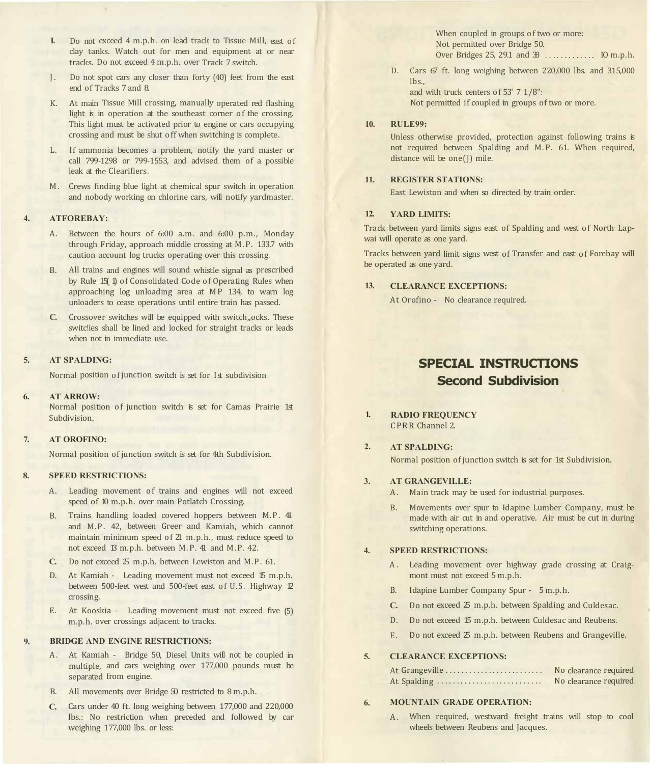I. Do not exceed 4 m.p.h. on lead track to Tissue Mill, east of clay tanks. Watch out for men and equipment at or near tracks. Do not exceed 4 m.p.h. over Track 7 switch.

J. Do not spot cars any closer than forty (40) feet from the east end of Tracks 7 and 8.

K. At main Tissue Mill crossing, manually operated red flashing light is in operation at the southeast corner of the crossing. This light must be activated prior to engine or cars occupying crossing and must be shut off when switching is complete.

L. If ammonia becomes a problem, notify the yard master or call 799-1298 or 799-1553, and advised them of a possible leak at the Clearifiers.

M. Crews finding blue light at chemical spur switch in operation and nobody working on chlorine cars, will notify yardmaster.

**4. ATFOREBAY:**

A. Between the hours of 6:00 a.m. and 6:00 p.m., Monday through Friday, approach middle crossing at M.P. 133.7 with caution account log trucks operating over this crossing.

B. All trains and engines will sound whistle signal as prescribed by Rule 15(1) of Consolidated Code of Operating Rules when approaching log unloading area at MP 134, to warn log unloaders to cease operations until entire train has passed.

C. Crossover switches will be equipped with switch„ocks. These switc!ies shall be lined and locked for straight tracks or leads when not in immediate use.

**5. AT SPALDING:**

Normal position of junction switch is set for 1st subdivision

**6. AT ARROW:**

Normal position of junction switch is set for Camas Prairie 1st Subdivision.

**7. AT OROFINO:**

Normal position of junction switch is set for 4th Subdivision.

**8. SPEED RESTRICTIONS:**

A. Leading movement of trains and engines will not exceed speed of 10 m.p.h. over main Potlatch Crossing.

B. Trains handling loaded covered hoppers between M.P. 41 and M.P. 42, between Greer and Kamiah, which cannot maintain minimum speed of 21 m.p.h., must reduce speed to not exceed 13 m.p.h. between M.P. 41 and M.P. 42.

C. Do not exceed 25 m.p.h. between Lewiston and M.P. 61.

D. At Kamiah - Leading movement must not exceed 15 m.p.h. between 500-feet west and 500-feet east of U.S. Highway 12 crossing.

E. At Kooskia - Leading movement must not exceed five (5) m.p.h. over crossings adjacent to tracks.

**9. BRIDGE AND ENGINE RESTRICTIONS:**

A. At Kamiah - Bridge 50, Diesel Units will not be coupled in multiple, and cars weighing over 177,000 pounds must be separated from engine.

B. All movements over Bridge 50 restricted to 8 m.p.h.

C. Cars under 40 ft. long weighing between 177,000 and 220,000 lbs.: No restriction when preceded and followed by car weighing 177,000 lbs. or less:

When coupled in groups of two or more:
Not permitted over Bridge 50.
Over Bridges 25, 29.1 and 38 ............. 10 m.p.h.

D. Cars 67 ft. long weighing between 220,000 lbs. and 315,000 lbs.,
and with truck centers of 53' 7 1/8":
Not permitted if coupled in groups of two or more.

**10. RULE99:**

Unless otherwise provided, protection against following trains is not required between Spalding and M.P. 61. When required, distance will be one(1) mile.

**11. REGISTER STATIONS:**

East Lewiston and when so directed by train order.

**12. YARD LIMITS:**

Track between yard limits signs east of Spalding and west of North Lapwai will operate as one yard.

Tracks between yard limit signs west of Transfer and east of Forebay will be operated as one yard.

**13. CLEARANCE EXCEPTIONS:**

At Orofino - No clearance required.

## SPECIAL INSTRUCTIONS
## Second Subdivision

**1. RADIO FREQUENCY**

CPRR Channel 2.

**2. AT SPALDING:**

Normal position of junction switch is set for 1st Subdivision.

**3. AT GRANGEVILLE:**

A. Main track may be used for industrial purposes.

B. Movements over spur to Idapine Lumber Company, must be made with air cut in and operative. Air must be cut in during switching operations.

**4. SPEED RESTRICTIONS:**

A. Leading movement over highway grade crossing at Craigmont must not exceed 5 m.p.h.

B. Idapine Lumber Company Spur - 5 m.p.h.

C. Do not exceed 25 m.p.h. between Spalding and Culdesac.

D. Do not exceed 15 m.p.h. between Culdesac and Reubens.

E. Do not exceed 25 m.p.h. between Reubens and Grangeville.

**5. CLEARANCE EXCEPTIONS:**

At Grangeville ........................ No clearance required
At Spalding ........................... No clearance required

**6. MOUNTAIN GRADE OPERATION:**

A. When required, westward freight trains will stop to cool wheels between Reubens and Jacques.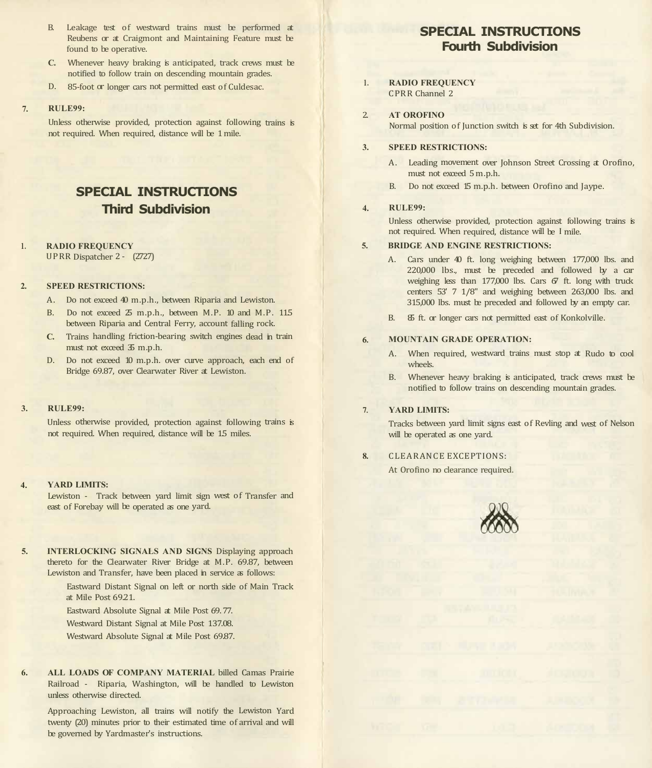B. Leakage test of westward trains must be performed at Reubens or at Craigmont and Maintaining Feature must be found to be operative.

C. Whenever heavy braking is anticipated, track crews must be notified to follow train on descending mountain grades.

D. 85-foot or longer cars not permitted east of Culdesac.

7. **RULE 99:**

Unless otherwise provided, protection against following trains is not required. When required, distance will be 1 mile.

## SPECIAL INSTRUCTIONS
## Third Subdivision

1. **RADIO FREQUENCY**
UPRR Dispatcher 2 - (2727)

2. **SPEED RESTRICTIONS:**

A. Do not exceed 40 m.p.h., between Riparia and Lewiston.

B. Do not exceed 25 m.p.h., between M.P. 10 and M.P. 11.5 between Riparia and Central Ferry, account falling rock.

C. Trains handling friction-bearing switch engines dead in train must not exceed 35 m.p.h.

D. Do not exceed 10 m.p.h. over curve approach, each end of Bridge 69.87, over Clearwater River at Lewiston.

3. **RULE 99:**

Unless otherwise provided, protection against following trains is not required. When required, distance will be 1.5 miles.

4. **YARD LIMITS:**
Lewiston - Track between yard limit sign west of Transfer and east of Forebay will be operated as one yard.

5. **INTERLOCKING SIGNALS AND SIGNS** Displaying approach thereto for the Clearwater River Bridge at M.P. 69.87, between Lewiston and Transfer, have been placed in service as follows:

Eastward Distant Signal on left or north side of Main Track at Mile Post 69.21.

Eastward Absolute Signal at Mile Post 69.77.

Westward Distant Signal at Mile Post 137.08.

Westward Absolute Signal at Mile Post 69.87.

6. **ALL LOADS OF COMPANY MATERIAL** billed Camas Prairie Railroad - Riparia, Washington, will be handled to Lewiston unless otherwise directed.

Approaching Lewiston, all trains will notify the Lewiston Yard twenty (20) minutes prior to their estimated time of arrival and will be governed by Yardmaster's instructions.

## SPECIAL INSTRUCTIONS
## Fourth Subdivision

1. **RADIO FREQUENCY**
CPRR Channel 2

2. **AT OROFINO**
Normal position of Junction switch is set for 4th Subdivision.

3. **SPEED RESTRICTIONS:**

A. Leading movement over Johnson Street Crossing at Orofino, must not exceed 5 m.p.h.

B. Do not exceed 15 m.p.h. between Orofino and Jaype.

4. **RULE 99:**

Unless otherwise provided, protection against following trains is not required. When required, distance will be 1 mile.

5. **BRIDGE AND ENGINE RESTRICTIONS:**

A. Cars under 40 ft. long weighing between 177,000 lbs. and 220,000 lbs., must be preceded and followed by a car weighing less than 177,000 lbs. Cars 67 ft. long with truck centers 53' 7 1/8" and weighing between 263,000 lbs. and 315,000 lbs. must be preceded and followed by an empty car.

B. 85 ft. or longer cars not permitted east of Konkolville.

6. **MOUNTAIN GRADE OPERATION:**

A. When required, westward trains must stop at Rudo to cool wheels.

B. Whenever heavy braking is anticipated, track crews must be notified to follow trains on descending mountain grades.

7. **YARD LIMITS:**

Tracks between yard limit signs east of Revling and west of Nelson will be operated as one yard.

8. CLEARANCE EXCEPTIONS:

At Orofino no clearance required.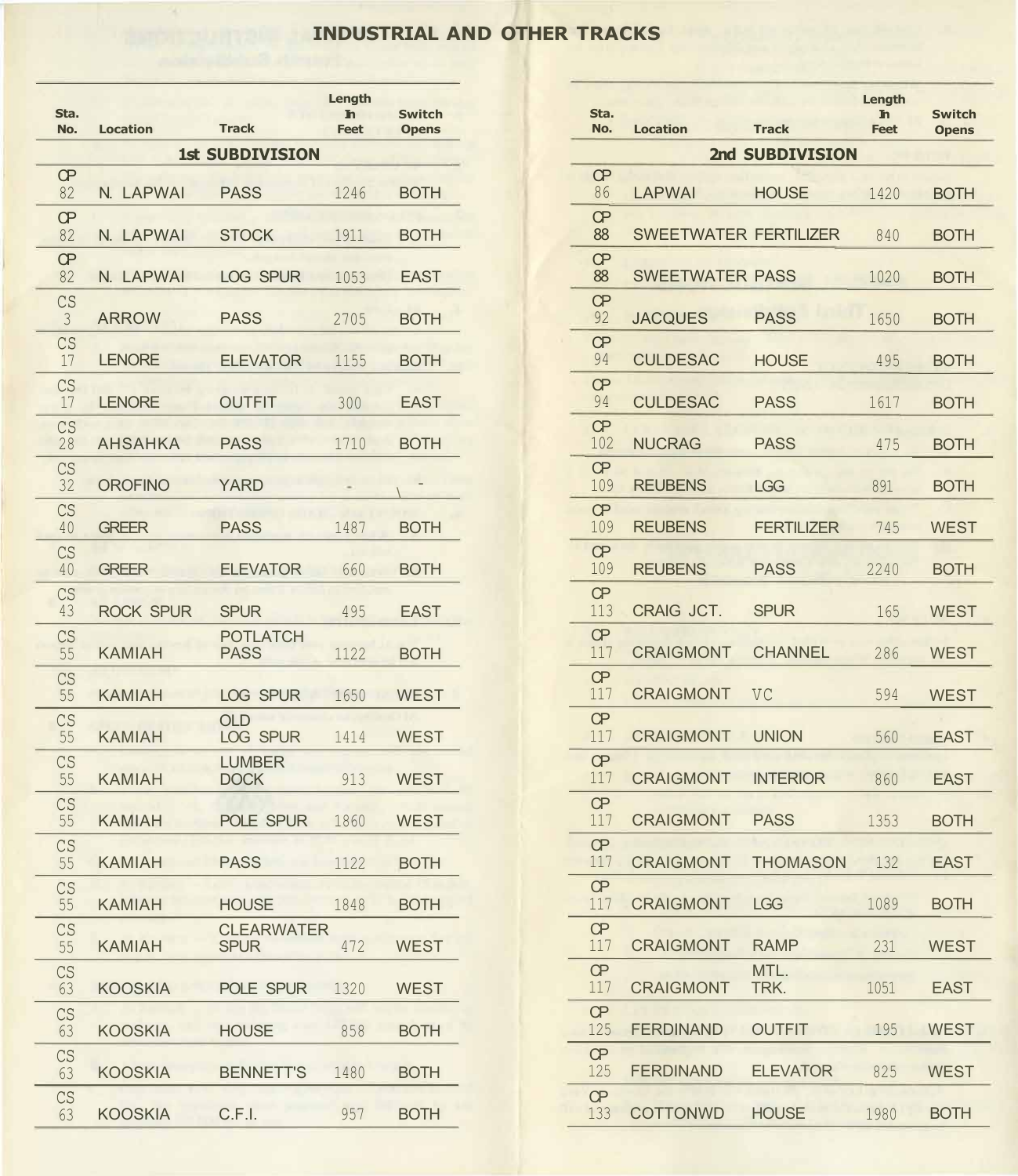# INDUSTRIAL AND OTHER TRACKS

## 1st SUBDIVISION

| Sta. No. | Location | Track | Length In Feet | Switch Opens |
|---|---|---|---|---|
| CP 82 | N. LAPWAI | PASS | 1246 | BOTH |
| CP 82 | N. LAPWAI | STOCK | 1911 | BOTH |
| CP 82 | N. LAPWAI | LOG SPUR | 1053 | EAST |
| CS 3 | ARROW | PASS | 2705 | BOTH |
| CS 17 | LENORE | ELEVATOR | 1155 | BOTH |
| CS 17 | LENORE | OUTFIT | 300 | EAST |
| CS 28 | AHSAHKA | PASS | 1710 | BOTH |
| CS 32 | OROFINO | YARD | - | - |
| CS 40 | GREER | PASS | 1487 | BOTH |
| CS 40 | GREER | ELEVATOR | 660 | BOTH |
| CS 43 | ROCK SPUR | SPUR | 495 | EAST |
| CS 55 | KAMIAH | POTLATCH PASS | 1122 | BOTH |
| CS 55 | KAMIAH | LOG SPUR | 1650 | WEST |
| CS 55 | KAMIAH | OLD LOG SPUR | 1414 | WEST |
| CS 55 | KAMIAH | LUMBER DOCK | 913 | WEST |
| CS 55 | KAMIAH | POLE SPUR | 1860 | WEST |
| CS 55 | KAMIAH | PASS | 1122 | BOTH |
| CS 55 | KAMIAH | HOUSE | 1848 | BOTH |
| CS 55 | KAMIAH | CLEARWATER SPUR | 472 | WEST |
| CS 63 | KOOSKIA | POLE SPUR | 1320 | WEST |
| CS 63 | KOOSKIA | HOUSE | 858 | BOTH |
| CS 63 | KOOSKIA | BENNETT'S | 1480 | BOTH |
| CS 63 | KOOSKIA | C.F.I. | 957 | BOTH |

## 2nd SUBDIVISION

| Sta. No. | Location | Track | Length In Feet | Switch Opens |
|---|---|---|---|---|
| CP 86 | LAPWAI | HOUSE | 1420 | BOTH |
| CP 88 | SWEETWATER | FERTILIZER | 840 | BOTH |
| CP 88 | SWEETWATER | PASS | 1020 | BOTH |
| CP 92 | JACQUES | PASS | 1650 | BOTH |
| CP 94 | CULDESAC | HOUSE | 495 | BOTH |
| CP 94 | CULDESAC | PASS | 1617 | BOTH |
| CP 102 | NUCRAG | PASS | 475 | BOTH |
| CP 109 | REUBENS | LGG | 891 | BOTH |
| CP 109 | REUBENS | FERTILIZER | 745 | WEST |
| CP 109 | REUBENS | PASS | 2240 | BOTH |
| CP 113 | CRAIG JCT. | SPUR | 165 | WEST |
| CP 117 | CRAIGMONT | CHANNEL | 286 | WEST |
| CP 117 | CRAIGMONT | VC | 594 | WEST |
| CP 117 | CRAIGMONT | UNION | 560 | EAST |
| CP 117 | CRAIGMONT | INTERIOR | 860 | EAST |
| CP 117 | CRAIGMONT | PASS | 1353 | BOTH |
| CP 117 | CRAIGMONT | THOMASON | 132 | EAST |
| CP 117 | CRAIGMONT | LGG | 1089 | BOTH |
| CP 117 | CRAIGMONT | RAMP | 231 | WEST |
| CP 117 | CRAIGMONT | MTL. TRK. | 1051 | EAST |
| CP 125 | FERDINAND | OUTFIT | 195 | WEST |
| CP 125 | FERDINAND | ELEVATOR | 825 | WEST |
| CP 133 | COTTONWD | HOUSE | 1980 | BOTH |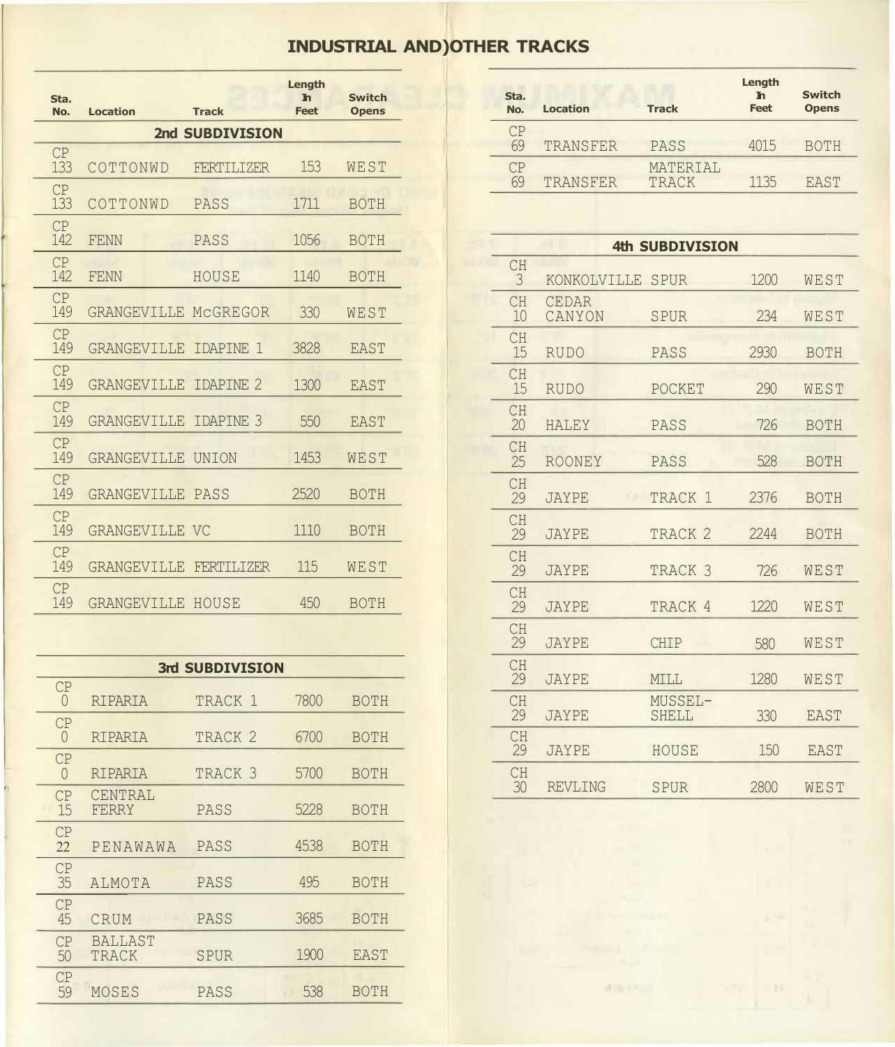# INDUSTRIAL AND)OTHER TRACKS

| Sta. No. | Location | Track | Length In Feet | Switch Opens |
|---|---|---|---|---|
| **2nd SUBDIVISION** | | | | |
| CP 133 | COTTONWD | FERTILIZER | 153 | WEST |
| CP 133 | COTTONWD | PASS | 1711 | BOTH |
| CP 142 | FENN | PASS | 1056 | BOTH |
| CP 142 | FENN | HOUSE | 1140 | BOTH |
| CP 149 | GRANGEVILLE | McGREGOR | 330 | WEST |
| CP 149 | GRANGEVILLE | IDAPINE 1 | 3828 | EAST |
| CP 149 | GRANGEVILLE | IDAPINE 2 | 1300 | EAST |
| CP 149 | GRANGEVILLE | IDAPINE 3 | 550 | EAST |
| CP 149 | GRANGEVILLE | UNION | 1453 | WEST |
| CP 149 | GRANGEVILLE | PASS | 2520 | BOTH |
| CP 149 | GRANGEVILLE | VC | 1110 | BOTH |
| CP 149 | GRANGEVILLE | FERTILIZER | 115 | WEST |
| CP 149 | GRANGEVILLE | HOUSE | 450 | BOTH |
| **3rd SUBDIVISION** | | | | |
| CP 0 | RIPARIA | TRACK 1 | 7800 | BOTH |
| CP 0 | RIPARIA | TRACK 2 | 6700 | BOTH |
| CP 0 | RIPARIA | TRACK 3 | 5700 | BOTH |
| CP 15 | CENTRAL FERRY | PASS | 5228 | BOTH |
| CP 22 | PENAWAWA | PASS | 4538 | BOTH |
| CP 35 | ALMOTA | PASS | 495 | BOTH |
| CP 45 | CRUM | PASS | 3685 | BOTH |
| CP 50 | BALLAST TRACK | SPUR | 1900 | EAST |
| CP 59 | MOSES | PASS | 538 | BOTH |
| CP 69 | TRANSFER | PASS | 4015 | BOTH |
| CP 69 | TRANSFER | MATERIAL TRACK | 1135 | EAST |
| **4th SUBDIVISION** | | | | |
| CH 3 | KONKOLVILLE | SPUR | 1200 | WEST |
| CH 10 | CEDAR CANYON | SPUR | 234 | WEST |
| CH 15 | RUDO | PASS | 2930 | BOTH |
| CH 15 | RUDO | POCKET | 290 | WEST |
| CH 20 | HALEY | PASS | 726 | BOTH |
| CH 25 | ROONEY | PASS | 528 | BOTH |
| CH 29 | JAYPE | TRACK 1 | 2376 | BOTH |
| CH 29 | JAYPE | TRACK 2 | 2244 | BOTH |
| CH 29 | JAYPE | TRACK 3 | 726 | WEST |
| CH 29 | JAYPE | TRACK 4 | 1220 | WEST |
| CH 29 | JAYPE | CHIP | 580 | WEST |
| CH 29 | JAYPE | MILL | 1280 | WEST |
| CH 29 | JAYPE | MUSSEL-SHELL | 330 | EAST |
| CH 29 | JAYPE | HOUSE | 150 | EAST |
| CH 30 | REVLING | SPUR | 2800 | WEST |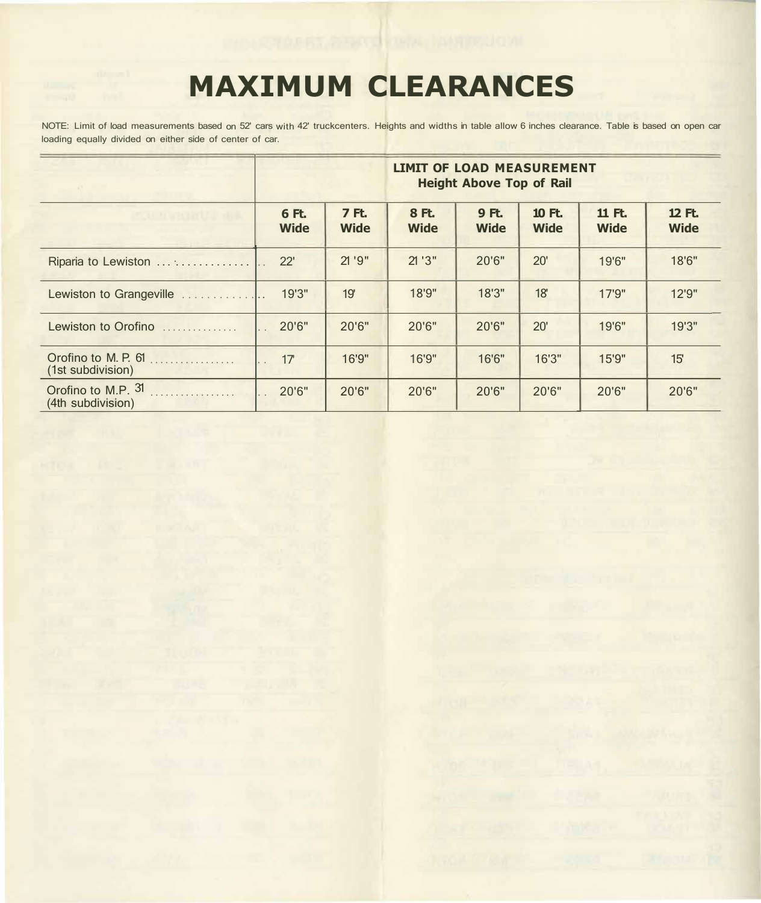# MAXIMUM CLEARANCES

NOTE: Limit of load measurements based on 52' cars with 42' truckcenters. Heights and widths in table allow 6 inches clearance. Table is based on open car loading equally divided on either side of center of car.

| | LIMIT OF LOAD MEASUREMENT Height Above Top of Rail | | | | | | |
|---|---|---|---|---|---|---|---|
| | 6 Ft. Wide | 7 Ft. Wide | 8 Ft. Wide | 9 Ft. Wide | 10 Ft. Wide | 11 Ft. Wide | 12 Ft. Wide |
| Riparia to Lewiston | 22' | 21'9" | 21'3" | 20'6" | 20' | 19'6" | 18'6" |
| Lewiston to Grangeville | 19'3" | 19' | 18'9" | 18'3" | 18' | 17'9" | 12'9" |
| Lewiston to Orofino | 20'6" | 20'6" | 20'6" | 20'6" | 20' | 19'6" | 19'3" |
| Orofino to M. P. 61 (1st subdivision) | 17' | 16'9" | 16'9" | 16'6" | 16'3" | 15'9" | 15' |
| Orofino to M.P. 31 (4th subdivision) | 20'6" | 20'6" | 20'6" | 20'6" | 20'6" | 20'6" | 20'6" |